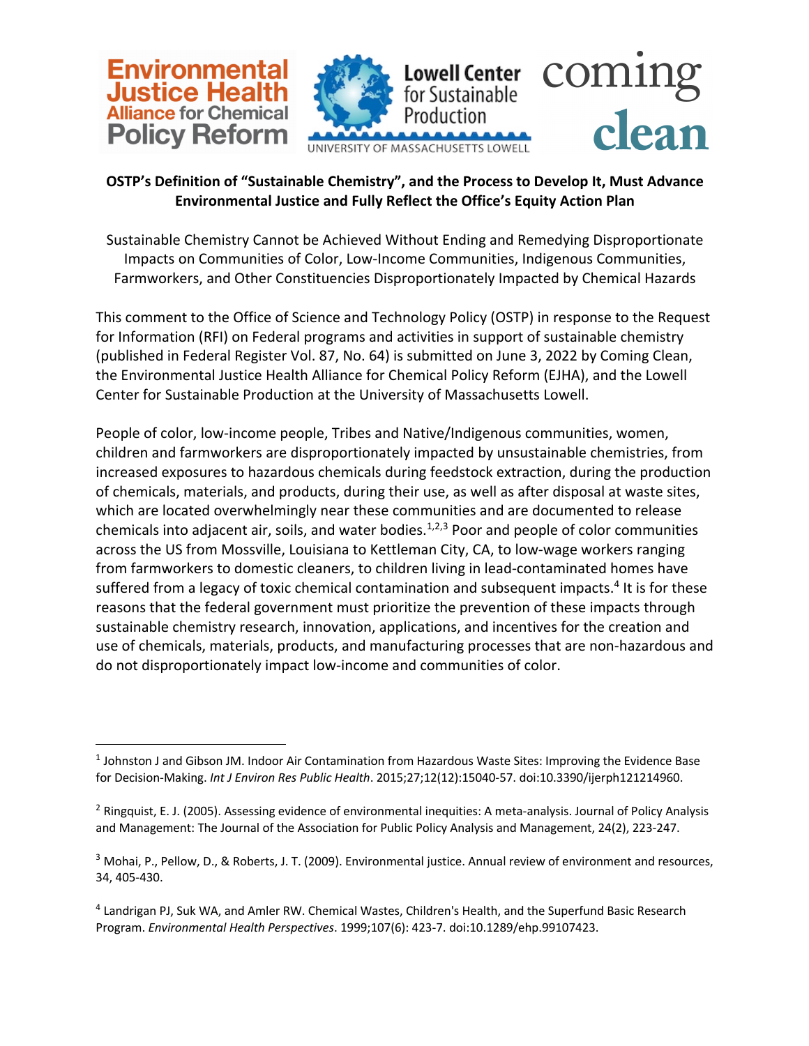**OSTP's Definition of "Sustainable Chemistry", and the Process to Develop It, Must Advance Environmental Justice and Fully Reflect the Office's Equity Action Plan**

Sustainable Chemistry Cannot be Achieved Without Ending and Remedying Disproportionate Impacts on Communities of Color, Low-Income Communities, Indigenous Communities, Farmworkers, and Other Constituencies Disproportionately Impacted by Chemical Hazards

This comment to the Office of Science and Technology Policy (OSTP) in response to the Request for Information (RFI) on Federal programs and activities in support of sustainable chemistry (published in Federal Register Vol. 87, No. 64) is submitted on June 3, 2022 by Coming Clean, the Environmental Justice Health Alliance for Chemical Policy Reform (EJHA), and the Lowell Center for Sustainable Production at the University of Massachusetts Lowell.

People of color, low-income people, Tribes and Native/Indigenous communities, women, children and farmworkers are disproportionately impacted by unsustainable chemistries, from increased exposures to hazardous chemicals during feedstock extraction, during the production of chemicals, materials, and products, during their use, as well as after disposal at waste sites, which are located overwhelmingly near these communities and are documented to release chemicals into adjacent air, soils, and water bodies.[1,2,3] Poor and people of color communities across the US from Mossville, Louisiana to Kettleman City, CA, to low-wage workers ranging from farmworkers to domestic cleaners, to children living in lead-contaminated homes have suffered from a legacy of toxic chemical contamination and subsequent impacts.[4] It is for these reasons that the federal government must prioritize the prevention of these impacts through sustainable chemistry research, innovation, applications, and incentives for the creation and use of chemicals, materials, products, and manufacturing processes that are non-hazardous and do not disproportionately impact low-income and communities of color.

---

[1] Johnston J and Gibson JM. Indoor Air Contamination from Hazardous Waste Sites: Improving the Evidence Base for Decision-Making. *Int J Environ Res Public Health*. 2015;27;12(12):15040-57. doi:10.3390/ijerph121214960.

[2] Ringquist, E. J. (2005). Assessing evidence of environmental inequities: A meta-analysis. Journal of Policy Analysis and Management: The Journal of the Association for Public Policy Analysis and Management, 24(2), 223-247.

[3] Mohai, P., Pellow, D., & Roberts, J. T. (2009). Environmental justice. Annual review of environment and resources, 34, 405-430.

[4] Landrigan PJ, Suk WA, and Amler RW. Chemical Wastes, Children's Health, and the Superfund Basic Research Program. *Environmental Health Perspectives*. 1999;107(6): 423-7. doi:10.1289/ehp.99107423.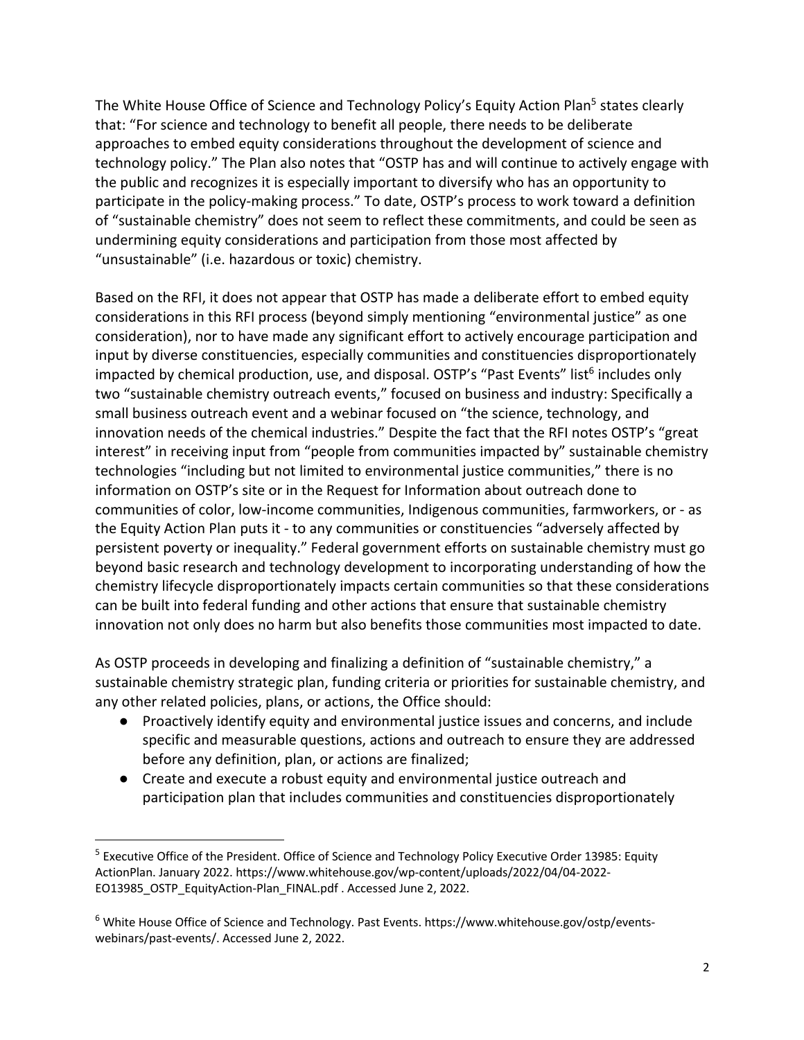The White House Office of Science and Technology Policy's Equity Action Plan[5] states clearly that: "For science and technology to benefit all people, there needs to be deliberate approaches to embed equity considerations throughout the development of science and technology policy." The Plan also notes that "OSTP has and will continue to actively engage with the public and recognizes it is especially important to diversify who has an opportunity to participate in the policy-making process." To date, OSTP's process to work toward a definition of "sustainable chemistry" does not seem to reflect these commitments, and could be seen as undermining equity considerations and participation from those most affected by "unsustainable" (i.e. hazardous or toxic) chemistry.

Based on the RFI, it does not appear that OSTP has made a deliberate effort to embed equity considerations in this RFI process (beyond simply mentioning "environmental justice" as one consideration), nor to have made any significant effort to actively encourage participation and input by diverse constituencies, especially communities and constituencies disproportionately impacted by chemical production, use, and disposal. OSTP's "Past Events" list[6] includes only two "sustainable chemistry outreach events," focused on business and industry: Specifically a small business outreach event and a webinar focused on "the science, technology, and innovation needs of the chemical industries." Despite the fact that the RFI notes OSTP's "great interest" in receiving input from "people from communities impacted by" sustainable chemistry technologies "including but not limited to environmental justice communities," there is no information on OSTP's site or in the Request for Information about outreach done to communities of color, low-income communities, Indigenous communities, farmworkers, or - as the Equity Action Plan puts it - to any communities or constituencies "adversely affected by persistent poverty or inequality." Federal government efforts on sustainable chemistry must go beyond basic research and technology development to incorporating understanding of how the chemistry lifecycle disproportionately impacts certain communities so that these considerations can be built into federal funding and other actions that ensure that sustainable chemistry innovation not only does no harm but also benefits those communities most impacted to date.

As OSTP proceeds in developing and finalizing a definition of "sustainable chemistry," a sustainable chemistry strategic plan, funding criteria or priorities for sustainable chemistry, and any other related policies, plans, or actions, the Office should:

- Proactively identify equity and environmental justice issues and concerns, and include specific and measurable questions, actions and outreach to ensure they are addressed before any definition, plan, or actions are finalized;
- Create and execute a robust equity and environmental justice outreach and participation plan that includes communities and constituencies disproportionately

---

[5] Executive Office of the President. Office of Science and Technology Policy Executive Order 13985: Equity ActionPlan. January 2022. https://www.whitehouse.gov/wp-content/uploads/2022/04/04-2022-EO13985_OSTP_EquityAction-Plan_FINAL.pdf . Accessed June 2, 2022.

[6] White House Office of Science and Technology. Past Events. https://www.whitehouse.gov/ostp/events-webinars/past-events/. Accessed June 2, 2022.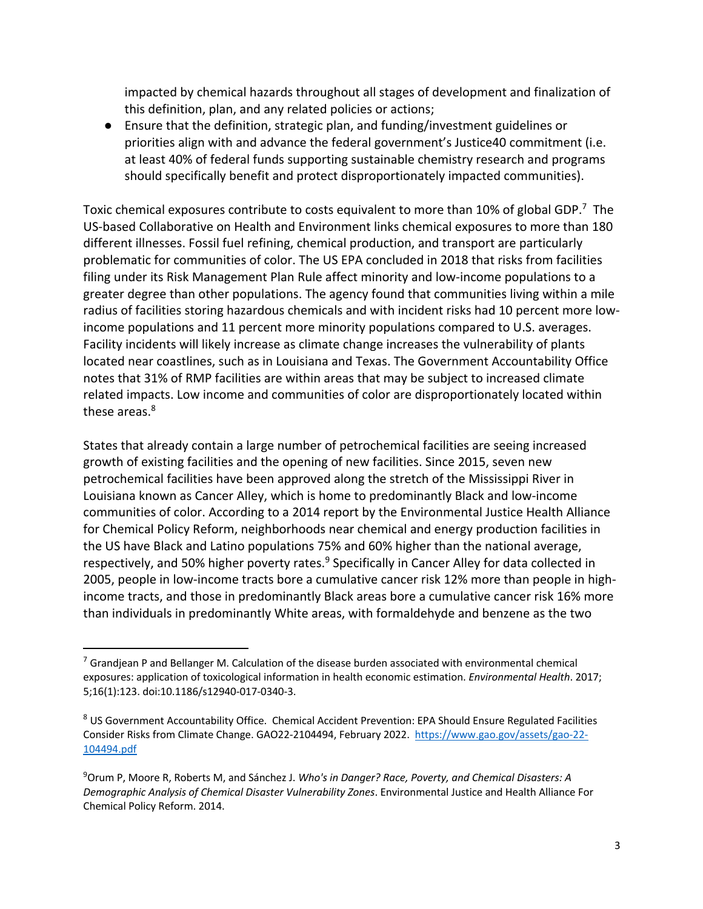impacted by chemical hazards throughout all stages of development and finalization of this definition, plan, and any related policies or actions;

- Ensure that the definition, strategic plan, and funding/investment guidelines or priorities align with and advance the federal government's Justice40 commitment (i.e. at least 40% of federal funds supporting sustainable chemistry research and programs should specifically benefit and protect disproportionately impacted communities).

Toxic chemical exposures contribute to costs equivalent to more than 10% of global GDP.[7] The US-based Collaborative on Health and Environment links chemical exposures to more than 180 different illnesses. Fossil fuel refining, chemical production, and transport are particularly problematic for communities of color. The US EPA concluded in 2018 that risks from facilities filing under its Risk Management Plan Rule affect minority and low-income populations to a greater degree than other populations. The agency found that communities living within a mile radius of facilities storing hazardous chemicals and with incident risks had 10 percent more low-income populations and 11 percent more minority populations compared to U.S. averages. Facility incidents will likely increase as climate change increases the vulnerability of plants located near coastlines, such as in Louisiana and Texas. The Government Accountability Office notes that 31% of RMP facilities are within areas that may be subject to increased climate related impacts. Low income and communities of color are disproportionately located within these areas.[8]

States that already contain a large number of petrochemical facilities are seeing increased growth of existing facilities and the opening of new facilities. Since 2015, seven new petrochemical facilities have been approved along the stretch of the Mississippi River in Louisiana known as Cancer Alley, which is home to predominantly Black and low-income communities of color. According to a 2014 report by the Environmental Justice Health Alliance for Chemical Policy Reform, neighborhoods near chemical and energy production facilities in the US have Black and Latino populations 75% and 60% higher than the national average, respectively, and 50% higher poverty rates.[9] Specifically in Cancer Alley for data collected in 2005, people in low-income tracts bore a cumulative cancer risk 12% more than people in high-income tracts, and those in predominantly Black areas bore a cumulative cancer risk 16% more than individuals in predominantly White areas, with formaldehyde and benzene as the two

---

[7] Grandjean P and Bellanger M. Calculation of the disease burden associated with environmental chemical exposures: application of toxicological information in health economic estimation. *Environmental Health*. 2017; 5;16(1):123. doi:10.1186/s12940-017-0340-3.

[8] US Government Accountability Office. Chemical Accident Prevention: EPA Should Ensure Regulated Facilities Consider Risks from Climate Change. GAO22-2104494, February 2022. https://www.gao.gov/assets/gao-22-104494.pdf

[9] Orum P, Moore R, Roberts M, and Sánchez J. *Who's in Danger? Race, Poverty, and Chemical Disasters: A Demographic Analysis of Chemical Disaster Vulnerability Zones*. Environmental Justice and Health Alliance For Chemical Policy Reform. 2014.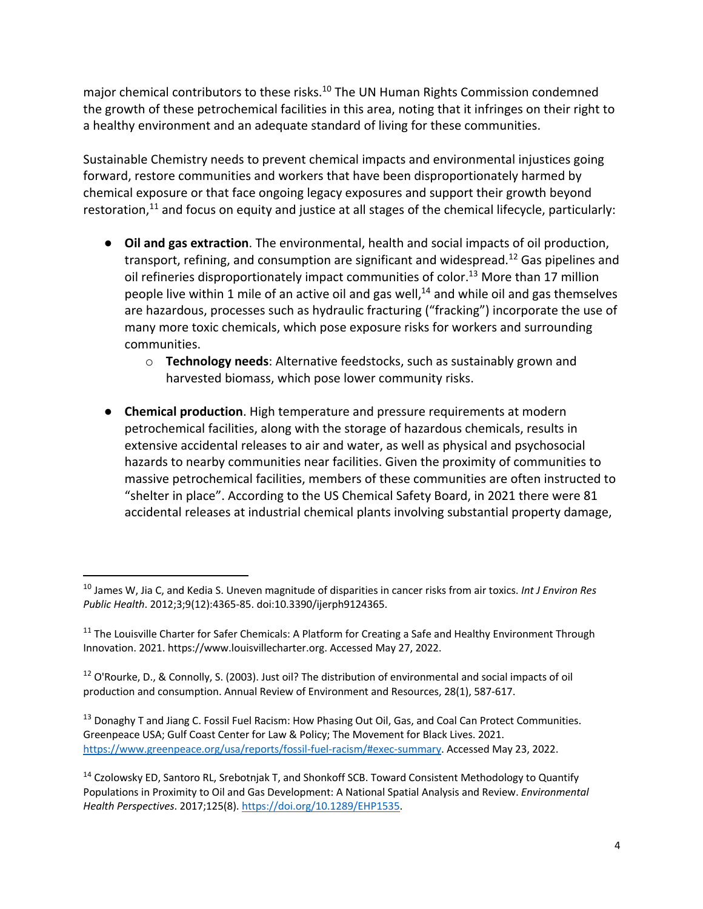major chemical contributors to these risks.[10] The UN Human Rights Commission condemned the growth of these petrochemical facilities in this area, noting that it infringes on their right to a healthy environment and an adequate standard of living for these communities.

Sustainable Chemistry needs to prevent chemical impacts and environmental injustices going forward, restore communities and workers that have been disproportionately harmed by chemical exposure or that face ongoing legacy exposures and support their growth beyond restoration,[11] and focus on equity and justice at all stages of the chemical lifecycle, particularly:

- **Oil and gas extraction**. The environmental, health and social impacts of oil production, transport, refining, and consumption are significant and widespread.[12] Gas pipelines and oil refineries disproportionately impact communities of color.[13] More than 17 million people live within 1 mile of an active oil and gas well,[14] and while oil and gas themselves are hazardous, processes such as hydraulic fracturing ("fracking") incorporate the use of many more toxic chemicals, which pose exposure risks for workers and surrounding communities.
    - **Technology needs**: Alternative feedstocks, such as sustainably grown and harvested biomass, which pose lower community risks.
- **Chemical production**. High temperature and pressure requirements at modern petrochemical facilities, along with the storage of hazardous chemicals, results in extensive accidental releases to air and water, as well as physical and psychosocial hazards to nearby communities near facilities. Given the proximity of communities to massive petrochemical facilities, members of these communities are often instructed to "shelter in place". According to the US Chemical Safety Board, in 2021 there were 81 accidental releases at industrial chemical plants involving substantial property damage,

---

[10] James W, Jia C, and Kedia S. Uneven magnitude of disparities in cancer risks from air toxics. *Int J Environ Res Public Health*. 2012;3;9(12):4365-85. doi:10.3390/ijerph9124365.

[11] The Louisville Charter for Safer Chemicals: A Platform for Creating a Safe and Healthy Environment Through Innovation. 2021. https://www.louisvillecharter.org. Accessed May 27, 2022.

[12] O'Rourke, D., & Connolly, S. (2003). Just oil? The distribution of environmental and social impacts of oil production and consumption. Annual Review of Environment and Resources, 28(1), 587-617.

[13] Donaghy T and Jiang C. Fossil Fuel Racism: How Phasing Out Oil, Gas, and Coal Can Protect Communities. Greenpeace USA; Gulf Coast Center for Law & Policy; The Movement for Black Lives. 2021. https://www.greenpeace.org/usa/reports/fossil-fuel-racism/#exec-summary. Accessed May 23, 2022.

[14] Czolowsky ED, Santoro RL, Srebotnjak T, and Shonkoff SCB. Toward Consistent Methodology to Quantify Populations in Proximity to Oil and Gas Development: A National Spatial Analysis and Review. *Environmental Health Perspectives*. 2017;125(8). https://doi.org/10.1289/EHP1535.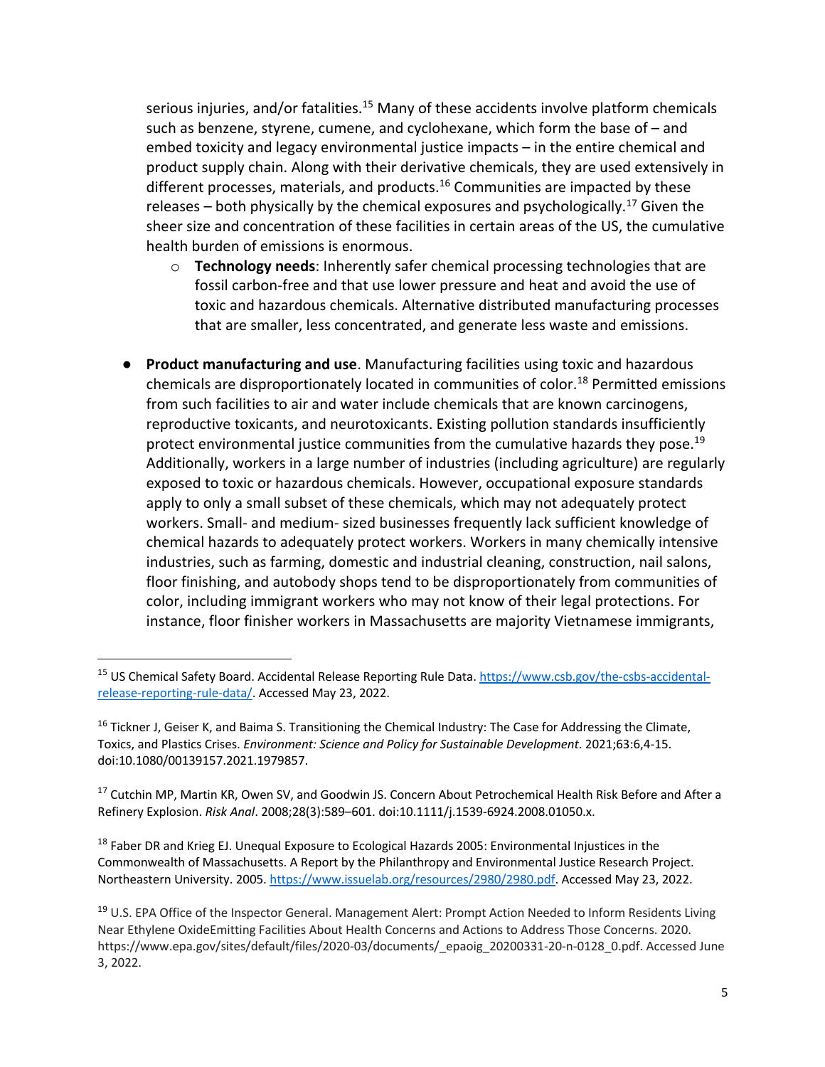serious injuries, and/or fatalities.[15] Many of these accidents involve platform chemicals such as benzene, styrene, cumene, and cyclohexane, which form the base of – and embed toxicity and legacy environmental justice impacts – in the entire chemical and product supply chain. Along with their derivative chemicals, they are used extensively in different processes, materials, and products.[16] Communities are impacted by these releases – both physically by the chemical exposures and psychologically.[17] Given the sheer size and concentration of these facilities in certain areas of the US, the cumulative health burden of emissions is enormous.

  - **Technology needs**: Inherently safer chemical processing technologies that are fossil carbon-free and that use lower pressure and heat and avoid the use of toxic and hazardous chemicals. Alternative distributed manufacturing processes that are smaller, less concentrated, and generate less waste and emissions.

- **Product manufacturing and use**. Manufacturing facilities using toxic and hazardous chemicals are disproportionately located in communities of color.[18] Permitted emissions from such facilities to air and water include chemicals that are known carcinogens, reproductive toxicants, and neurotoxicants. Existing pollution standards insufficiently protect environmental justice communities from the cumulative hazards they pose.[19] Additionally, workers in a large number of industries (including agriculture) are regularly exposed to toxic or hazardous chemicals. However, occupational exposure standards apply to only a small subset of these chemicals, which may not adequately protect workers. Small- and medium- sized businesses frequently lack sufficient knowledge of chemical hazards to adequately protect workers. Workers in many chemically intensive industries, such as farming, domestic and industrial cleaning, construction, nail salons, floor finishing, and autobody shops tend to be disproportionately from communities of color, including immigrant workers who may not know of their legal protections. For instance, floor finisher workers in Massachusetts are majority Vietnamese immigrants,

---

[15] US Chemical Safety Board. Accidental Release Reporting Rule Data. https://www.csb.gov/the-csbs-accidental-release-reporting-rule-data/. Accessed May 23, 2022.

[16] Tickner J, Geiser K, and Baima S. Transitioning the Chemical Industry: The Case for Addressing the Climate, Toxics, and Plastics Crises. *Environment: Science and Policy for Sustainable Development*. 2021;63:6,4-15. doi:10.1080/00139157.2021.1979857.

[17] Cutchin MP, Martin KR, Owen SV, and Goodwin JS. Concern About Petrochemical Health Risk Before and After a Refinery Explosion. *Risk Anal*. 2008;28(3):589–601. doi:10.1111/j.1539-6924.2008.01050.x.

[18] Faber DR and Krieg EJ. Unequal Exposure to Ecological Hazards 2005: Environmental Injustices in the Commonwealth of Massachusetts. A Report by the Philanthropy and Environmental Justice Research Project. Northeastern University. 2005. https://www.issuelab.org/resources/2980/2980.pdf. Accessed May 23, 2022.

[19] U.S. EPA Office of the Inspector General. Management Alert: Prompt Action Needed to Inform Residents Living Near Ethylene OxideEmitting Facilities About Health Concerns and Actions to Address Those Concerns. 2020. https://www.epa.gov/sites/default/files/2020-03/documents/_epaoig_20200331-20-n-0128_0.pdf. Accessed June 3, 2022.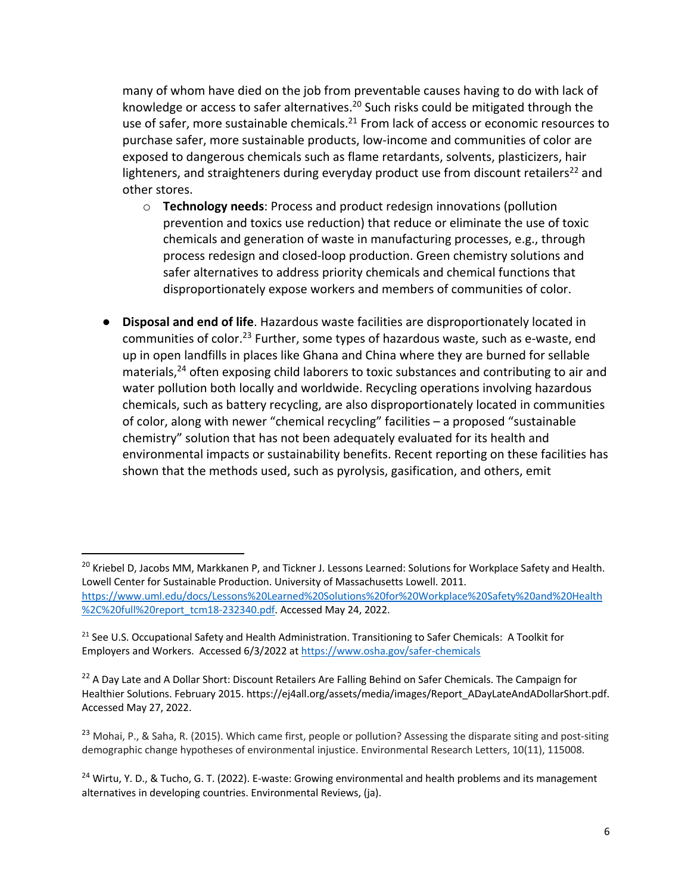many of whom have died on the job from preventable causes having to do with lack of knowledge or access to safer alternatives.[20] Such risks could be mitigated through the use of safer, more sustainable chemicals.[21] From lack of access or economic resources to purchase safer, more sustainable products, low-income and communities of color are exposed to dangerous chemicals such as flame retardants, solvents, plasticizers, hair lighteners, and straighteners during everyday product use from discount retailers[22] and other stores.

  - **Technology needs**: Process and product redesign innovations (pollution prevention and toxics use reduction) that reduce or eliminate the use of toxic chemicals and generation of waste in manufacturing processes, e.g., through process redesign and closed-loop production. Green chemistry solutions and safer alternatives to address priority chemicals and chemical functions that disproportionately expose workers and members of communities of color.

- **Disposal and end of life**. Hazardous waste facilities are disproportionately located in communities of color.[23] Further, some types of hazardous waste, such as e-waste, end up in open landfills in places like Ghana and China where they are burned for sellable materials,[24] often exposing child laborers to toxic substances and contributing to air and water pollution both locally and worldwide. Recycling operations involving hazardous chemicals, such as battery recycling, are also disproportionately located in communities of color, along with newer "chemical recycling" facilities – a proposed "sustainable chemistry" solution that has not been adequately evaluated for its health and environmental impacts or sustainability benefits. Recent reporting on these facilities has shown that the methods used, such as pyrolysis, gasification, and others, emit

---

[20] Kriebel D, Jacobs MM, Markkanen P, and Tickner J. Lessons Learned: Solutions for Workplace Safety and Health. Lowell Center for Sustainable Production. University of Massachusetts Lowell. 2011. https://www.uml.edu/docs/Lessons%20Learned%20Solutions%20for%20Workplace%20Safety%20and%20Health%2C%20full%20report_tcm18-232340.pdf. Accessed May 24, 2022.

[21] See U.S. Occupational Safety and Health Administration. Transitioning to Safer Chemicals: A Toolkit for Employers and Workers. Accessed 6/3/2022 at https://www.osha.gov/safer-chemicals

[22] A Day Late and A Dollar Short: Discount Retailers Are Falling Behind on Safer Chemicals. The Campaign for Healthier Solutions. February 2015. https://ej4all.org/assets/media/images/Report_ADayLateAndADollarShort.pdf. Accessed May 27, 2022.

[23] Mohai, P., & Saha, R. (2015). Which came first, people or pollution? Assessing the disparate siting and post-siting demographic change hypotheses of environmental injustice. Environmental Research Letters, 10(11), 115008.

[24] Wirtu, Y. D., & Tucho, G. T. (2022). E-waste: Growing environmental and health problems and its management alternatives in developing countries. Environmental Reviews, (ja).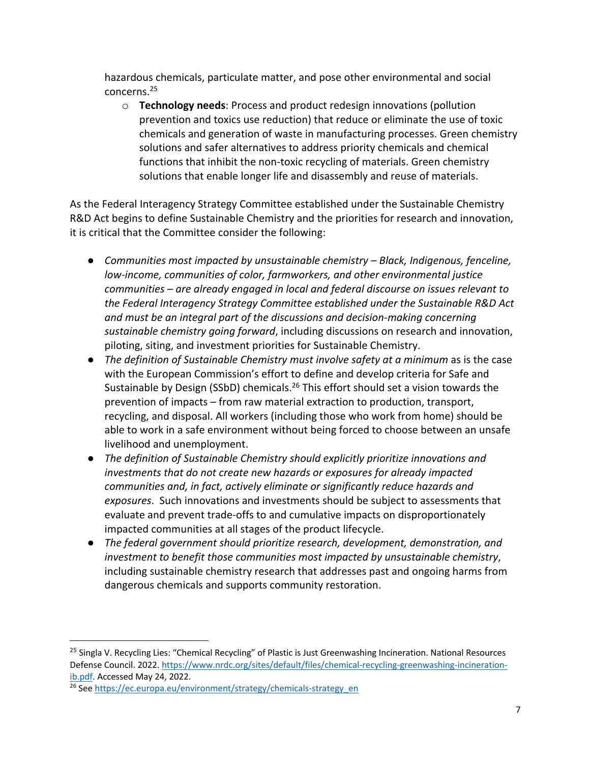hazardous chemicals, particulate matter, and pose other environmental and social concerns.[25]

- **Technology needs**: Process and product redesign innovations (pollution prevention and toxics use reduction) that reduce or eliminate the use of toxic chemicals and generation of waste in manufacturing processes. Green chemistry solutions and safer alternatives to address priority chemicals and chemical functions that inhibit the non-toxic recycling of materials. Green chemistry solutions that enable longer life and disassembly and reuse of materials.

As the Federal Interagency Strategy Committee established under the Sustainable Chemistry R&D Act begins to define Sustainable Chemistry and the priorities for research and innovation, it is critical that the Committee consider the following:

- *Communities most impacted by unsustainable chemistry – Black, Indigenous, fenceline, low-income, communities of color, farmworkers, and other environmental justice communities – are already engaged in local and federal discourse on issues relevant to the Federal Interagency Strategy Committee established under the Sustainable R&D Act and must be an integral part of the discussions and decision-making concerning sustainable chemistry going forward*, including discussions on research and innovation, piloting, siting, and investment priorities for Sustainable Chemistry.
- *The definition of Sustainable Chemistry must involve safety at a minimum* as is the case with the European Commission's effort to define and develop criteria for Safe and Sustainable by Design (SSbD) chemicals.[26] This effort should set a vision towards the prevention of impacts – from raw material extraction to production, transport, recycling, and disposal. All workers (including those who work from home) should be able to work in a safe environment without being forced to choose between an unsafe livelihood and unemployment.
- *The definition of Sustainable Chemistry should explicitly prioritize innovations and investments that do not create new hazards or exposures for already impacted communities and, in fact, actively eliminate or significantly reduce hazards and exposures*. Such innovations and investments should be subject to assessments that evaluate and prevent trade-offs to and cumulative impacts on disproportionately impacted communities at all stages of the product lifecycle.
- *The federal government should prioritize research, development, demonstration, and investment to benefit those communities most impacted by unsustainable chemistry*, including sustainable chemistry research that addresses past and ongoing harms from dangerous chemicals and supports community restoration.

---

[25] Singla V. Recycling Lies: "Chemical Recycling" of Plastic is Just Greenwashing Incineration. National Resources Defense Council. 2022. https://www.nrdc.org/sites/default/files/chemical-recycling-greenwashing-incineration-ib.pdf. Accessed May 24, 2022.

[26] See https://ec.europa.eu/environment/strategy/chemicals-strategy_en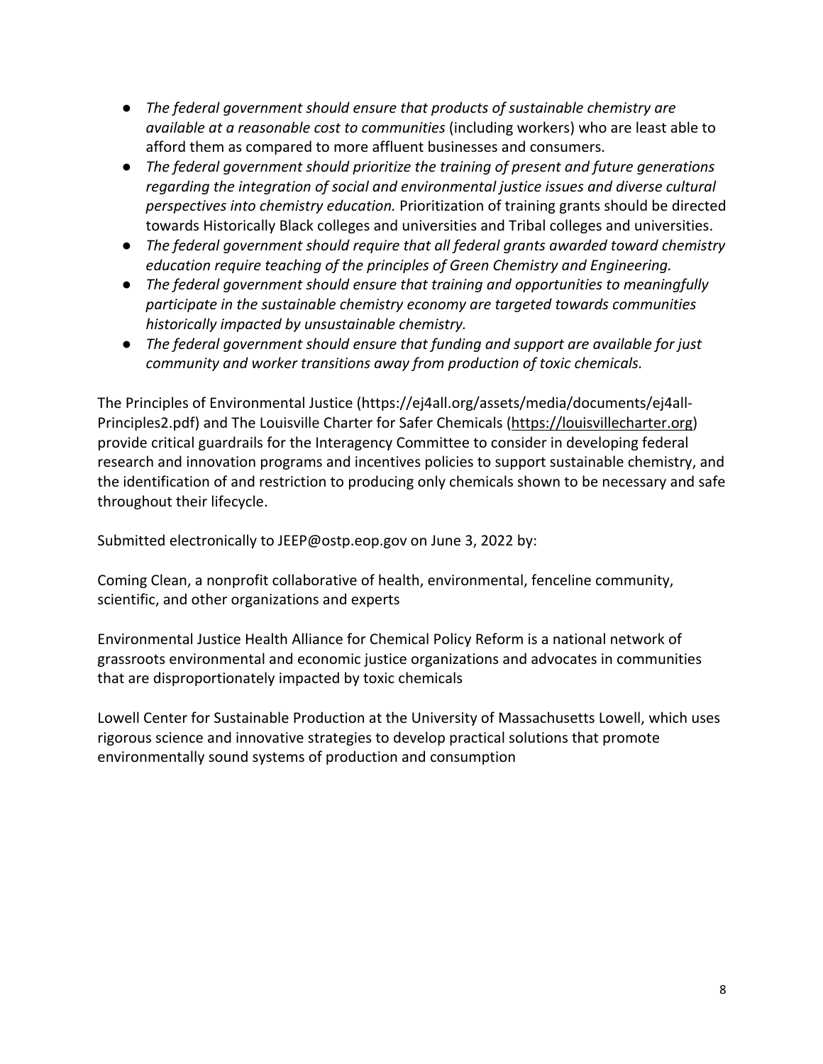- *The federal government should ensure that products of sustainable chemistry are available at a reasonable cost to communities* (including workers) who are least able to afford them as compared to more affluent businesses and consumers.
- *The federal government should prioritize the training of present and future generations regarding the integration of social and environmental justice issues and diverse cultural perspectives into chemistry education.* Prioritization of training grants should be directed towards Historically Black colleges and universities and Tribal colleges and universities.
- *The federal government should require that all federal grants awarded toward chemistry education require teaching of the principles of Green Chemistry and Engineering.*
- *The federal government should ensure that training and opportunities to meaningfully participate in the sustainable chemistry economy are targeted towards communities historically impacted by unsustainable chemistry.*
- *The federal government should ensure that funding and support are available for just community and worker transitions away from production of toxic chemicals.*

The Principles of Environmental Justice (https://ej4all.org/assets/media/documents/ej4all-Principles2.pdf) and The Louisville Charter for Safer Chemicals ([https://louisvillecharter.org](https://louisvillecharter.org)) provide critical guardrails for the Interagency Committee to consider in developing federal research and innovation programs and incentives policies to support sustainable chemistry, and the identification of and restriction to producing only chemicals shown to be necessary and safe throughout their lifecycle.

Submitted electronically to JEEP@ostp.eop.gov on June 3, 2022 by:

Coming Clean, a nonprofit collaborative of health, environmental, fenceline community, scientific, and other organizations and experts

Environmental Justice Health Alliance for Chemical Policy Reform is a national network of grassroots environmental and economic justice organizations and advocates in communities that are disproportionately impacted by toxic chemicals

Lowell Center for Sustainable Production at the University of Massachusetts Lowell, which uses rigorous science and innovative strategies to develop practical solutions that promote environmentally sound systems of production and consumption